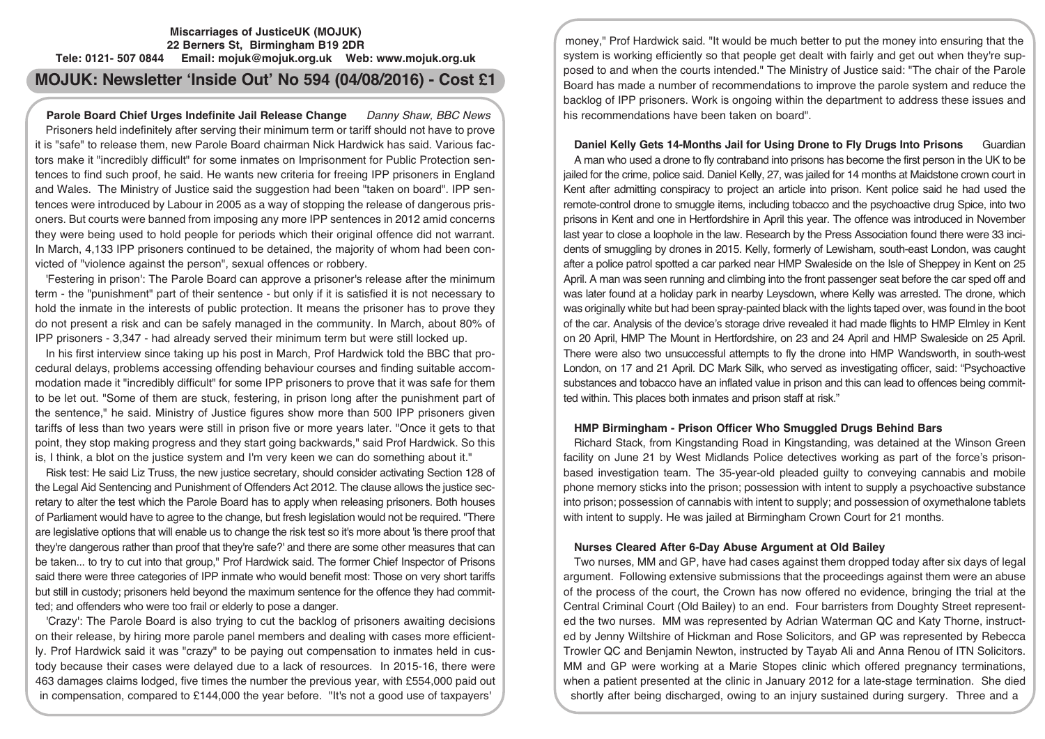**Miscarriages of JusticeUK (MOJUK)**
**22 Berners St, Birmingham B19 2DR**
**Tele: 0121- 507 0844 Email: mojuk@mojuk.org.uk Web: www.mojuk.org.uk**

# MOJUK: Newsletter 'Inside Out' No 594 (04/08/2016) - Cost £1

## Parole Board Chief Urges Indefinite Jail Release Change

*Danny Shaw, BBC News*

Prisoners held indefinitely after serving their minimum term or tariff should not have to prove it is "safe" to release them, new Parole Board chairman Nick Hardwick has said. Various factors make it "incredibly difficult" for some inmates on Imprisonment for Public Protection sentences to find such proof, he said. He wants new criteria for freeing IPP prisoners in England and Wales. The Ministry of Justice said the suggestion had been "taken on board". IPP sentences were introduced by Labour in 2005 as a way of stopping the release of dangerous prisoners. But courts were banned from imposing any more IPP sentences in 2012 amid concerns they were being used to hold people for periods which their original offence did not warrant. In March, 4,133 IPP prisoners continued to be detained, the majority of whom had been convicted of "violence against the person", sexual offences or robbery.

'Festering in prison': The Parole Board can approve a prisoner's release after the minimum term - the "punishment" part of their sentence - but only if it is satisfied it is not necessary to hold the inmate in the interests of public protection. It means the prisoner has to prove they do not present a risk and can be safely managed in the community. In March, about 80% of IPP prisoners - 3,347 - had already served their minimum term but were still locked up.

In his first interview since taking up his post in March, Prof Hardwick told the BBC that procedural delays, problems accessing offending behaviour courses and finding suitable accommodation made it "incredibly difficult" for some IPP prisoners to prove that it was safe for them to be let out. "Some of them are stuck, festering, in prison long after the punishment part of the sentence," he said. Ministry of Justice figures show more than 500 IPP prisoners given tariffs of less than two years were still in prison five or more years later. "Once it gets to that point, they stop making progress and they start going backwards," said Prof Hardwick. So this is, I think, a blot on the justice system and I'm very keen we can do something about it."

Risk test: He said Liz Truss, the new justice secretary, should consider activating Section 128 of the Legal Aid Sentencing and Punishment of Offenders Act 2012. The clause allows the justice secretary to alter the test which the Parole Board has to apply when releasing prisoners. Both houses of Parliament would have to agree to the change, but fresh legislation would not be required. "There are legislative options that will enable us to change the risk test so it's more about 'is there proof that they're dangerous rather than proof that they're safe?' and there are some other measures that can be taken... to try to cut into that group," Prof Hardwick said. The former Chief Inspector of Prisons said there were three categories of IPP inmate who would benefit most: Those on very short tariffs but still in custody; prisoners held beyond the maximum sentence for the offence they had committed; and offenders who were too frail or elderly to pose a danger.

'Crazy': The Parole Board is also trying to cut the backlog of prisoners awaiting decisions on their release, by hiring more parole panel members and dealing with cases more efficiently. Prof Hardwick said it was "crazy" to be paying out compensation to inmates held in custody because their cases were delayed due to a lack of resources. In 2015-16, there were 463 damages claims lodged, five times the number the previous year, with £554,000 paid out in compensation, compared to £144,000 the year before. "It's not a good use of taxpayers' money," Prof Hardwick said. "It would be much better to put the money into ensuring that the system is working efficiently so that people get dealt with fairly and get out when they're supposed to and when the courts intended." The Ministry of Justice said: "The chair of the Parole Board has made a number of recommendations to improve the parole system and reduce the backlog of IPP prisoners. Work is ongoing within the department to address these issues and his recommendations have been taken on board".

## Daniel Kelly Gets 14-Months Jail for Using Drone to Fly Drugs Into Prisons

*Guardian*

A man who used a drone to fly contraband into prisons has become the first person in the UK to be jailed for the crime, police said. Daniel Kelly, 27, was jailed for 14 months at Maidstone crown court in Kent after admitting conspiracy to project an article into prison. Kent police said he had used the remote-control drone to smuggle items, including tobacco and the psychoactive drug Spice, into two prisons in Kent and one in Hertfordshire in April this year. The offence was introduced in November last year to close a loophole in the law. Research by the Press Association found there were 33 incidents of smuggling by drones in 2015. Kelly, formerly of Lewisham, south-east London, was caught after a police patrol spotted a car parked near HMP Swaleside on the Isle of Sheppey in Kent on 25 April. A man was seen running and climbing into the front passenger seat before the car sped off and was later found at a holiday park in nearby Leysdown, where Kelly was arrested. The drone, which was originally white but had been spray-painted black with the lights taped over, was found in the boot of the car. Analysis of the device's storage drive revealed it had made flights to HMP Elmley in Kent on 20 April, HMP The Mount in Hertfordshire, on 23 and 24 April and HMP Swaleside on 25 April. There were also two unsuccessful attempts to fly the drone into HMP Wandsworth, in south-west London, on 17 and 21 April. DC Mark Silk, who served as investigating officer, said: "Psychoactive substances and tobacco have an inflated value in prison and this can lead to offences being committed within. This places both inmates and prison staff at risk."

## HMP Birmingham - Prison Officer Who Smuggled Drugs Behind Bars

Richard Stack, from Kingstanding Road in Kingstanding, was detained at the Winson Green facility on June 21 by West Midlands Police detectives working as part of the force's prison-based investigation team. The 35-year-old pleaded guilty to conveying cannabis and mobile phone memory sticks into the prison; possession with intent to supply a psychoactive substance into prison; possession of cannabis with intent to supply; and possession of oxymethalone tablets with intent to supply. He was jailed at Birmingham Crown Court for 21 months.

## Nurses Cleared After 6-Day Abuse Argument at Old Bailey

Two nurses, MM and GP, have had cases against them dropped today after six days of legal argument. Following extensive submissions that the proceedings against them were an abuse of the process of the court, the Crown has now offered no evidence, bringing the trial at the Central Criminal Court (Old Bailey) to an end. Four barristers from Doughty Street represented the two nurses. MM was represented by Adrian Waterman QC and Katy Thorne, instructed by Jenny Wiltshire of Hickman and Rose Solicitors, and GP was represented by Rebecca Trowler QC and Benjamin Newton, instructed by Tayab Ali and Anna Renou of ITN Solicitors. MM and GP were working at a Marie Stopes clinic which offered pregnancy terminations, when a patient presented at the clinic in January 2012 for a late-stage termination. She died shortly after being discharged, owing to an injury sustained during surgery. Three and a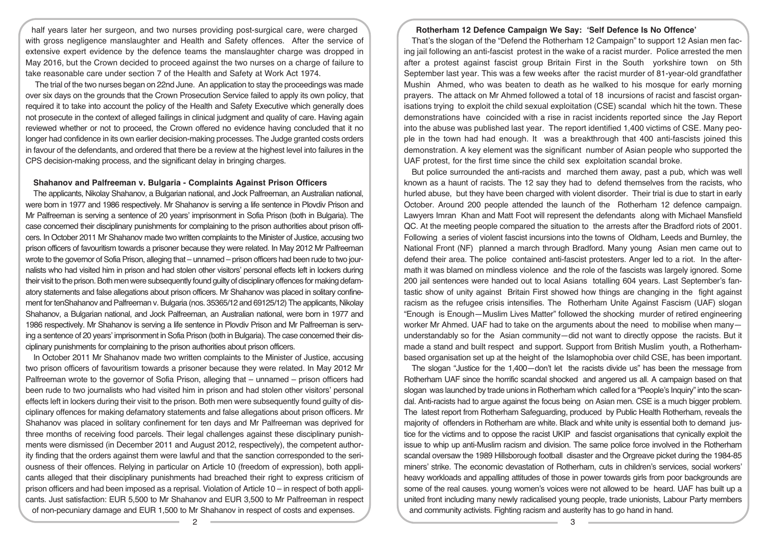half years later her surgeon, and two nurses providing post-surgical care, were charged with gross negligence manslaughter and Health and Safety offences. After the service of extensive expert evidence by the defence teams the manslaughter charge was dropped in May 2016, but the Crown decided to proceed against the two nurses on a charge of failure to take reasonable care under section 7 of the Health and Safety at Work Act 1974.

The trial of the two nurses began on 22nd June. An application to stay the proceedings was made over six days on the grounds that the Crown Prosecution Service failed to apply its own policy, that required it to take into account the policy of the Health and Safety Executive which generally does not prosecute in the context of alleged failings in clinical judgment and quality of care. Having again reviewed whether or not to proceed, the Crown offered no evidence having concluded that it no longer had confidence in its own earlier decision-making processes. The Judge granted costs orders in favour of the defendants, and ordered that there be a review at the highest level into failures in the CPS decision-making process, and the significant delay in bringing charges.

### Shahanov and Palfreeman v. Bulgaria - Complaints Against Prison Officers

The applicants, Nikolay Shahanov, a Bulgarian national, and Jock Palfreeman, an Australian national, were born in 1977 and 1986 respectively. Mr Shahanov is serving a life sentence in Plovdiv Prison and Mr Palfreeman is serving a sentence of 20 years' imprisonment in Sofia Prison (both in Bulgaria). The case concerned their disciplinary punishments for complaining to the prison authorities about prison officers. In October 2011 Mr Shahanov made two written complaints to the Minister of Justice, accusing two prison officers of favouritism towards a prisoner because they were related. In May 2012 Mr Palfreeman wrote to the governor of Sofia Prison, alleging that – unnamed – prison officers had been rude to two journalists who had visited him in prison and had stolen other visitors' personal effects left in lockers during their visit to the prison. Both men were subsequently found guilty of disciplinary offences for making defamatory statements and false allegations about prison officers. Mr Shahanov was placed in solitary confinement for tenShahanov and Palfreeman v. Bulgaria (nos. 35365/12 and 69125/12) The applicants, Nikolay Shahanov, a Bulgarian national, and Jock Palfreeman, an Australian national, were born in 1977 and 1986 respectively. Mr Shahanov is serving a life sentence in Plovdiv Prison and Mr Palfreeman is serving a sentence of 20 years' imprisonment in Sofia Prison (both in Bulgaria). The case concerned their disciplinary punishments for complaining to the prison authorities about prison officers.

In October 2011 Mr Shahanov made two written complaints to the Minister of Justice, accusing two prison officers of favouritism towards a prisoner because they were related. In May 2012 Mr Palfreeman wrote to the governor of Sofia Prison, alleging that – unnamed – prison officers had been rude to two journalists who had visited him in prison and had stolen other visitors' personal effects left in lockers during their visit to the prison. Both men were subsequently found guilty of disciplinary offences for making defamatory statements and false allegations about prison officers. Mr Shahanov was placed in solitary confinement for ten days and Mr Palfreeman was deprived for three months of receiving food parcels. Their legal challenges against these disciplinary punishments were dismissed (in December 2011 and August 2012, respectively), the competent authority finding that the orders against them were lawful and that the sanction corresponded to the seriousness of their offences. Relying in particular on Article 10 (freedom of expression), both applicants alleged that their disciplinary punishments had breached their right to express criticism of prison officers and had been imposed as a reprisal. Violation of Article 10 – in respect of both applicants. Just satisfaction: EUR 5,500 to Mr Shahanov and EUR 3,500 to Mr Palfreeman in respect of non-pecuniary damage and EUR 1,500 to Mr Shahanov in respect of costs and expenses.

### Rotherham 12 Defence Campaign We Say: 'Self Defence Is No Offence'

That's the slogan of the "Defend the Rotherham 12 Campaign" to support 12 Asian men facing jail following an anti-fascist protest in the wake of a racist murder. Police arrested the men after a protest against fascist group Britain First in the South yorkshire town on 5th September last year. This was a few weeks after the racist murder of 81-year-old grandfather Mushin Ahmed, who was beaten to death as he walked to his mosque for early morning prayers. The attack on Mr Ahmed followed a total of 18 incursions of racist and fascist organisations trying to exploit the child sexual exploitation (CSE) scandal which hit the town. These demonstrations have coincided with a rise in racist incidents reported since the Jay Report into the abuse was published last year. The report identified 1,400 victims of CSE. Many people in the town had had enough. It was a breakthrough that 400 anti-fascists joined this demonstration. A key element was the significant number of Asian people who supported the UAF protest, for the first time since the child sex exploitation scandal broke.

But police surrounded the anti-racists and marched them away, past a pub, which was well known as a haunt of racists. The 12 say they had to defend themselves from the racists, who hurled abuse, but they have been charged with violent disorder. Their trial is due to start in early October. Around 200 people attended the launch of the Rotherham 12 defence campaign. Lawyers Imran Khan and Matt Foot will represent the defendants along with Michael Mansfield QC. At the meeting people compared the situation to the arrests after the Bradford riots of 2001. Following a series of violent fascist incursions into the towns of Oldham, Leeds and Burnley, the National Front (NF) planned a march through Bradford. Many young Asian men came out to defend their area. The police contained anti-fascist protesters. Anger led to a riot. In the aftermath it was blamed on mindless violence and the role of the fascists was largely ignored. Some 200 jail sentences were handed out to local Asians totalling 604 years. Last September's fantastic show of unity against Britain First showed how things are changing in the fight against racism as the refugee crisis intensifies. The Rotherham Unite Against Fascism (UAF) slogan "Enough is Enough—Muslim Lives Matter" followed the shocking murder of retired engineering worker Mr Ahmed. UAF had to take on the arguments about the need to mobilise when many—understandably so for the Asian community—did not want to directly oppose the racists. But it made a stand and built respect and support. Support from British Muslim youth, a Rotherham-based organisation set up at the height of the Islamophobia over child CSE, has been important.

The slogan "Justice for the 1,400—don't let the racists divide us" has been the message from Rotherham UAF since the horrific scandal shocked and angered us all. A campaign based on that slogan was launched by trade unions in Rotherham which called for a "People's Inquiry" into the scandal. Anti-racists had to argue against the focus being on Asian men. CSE is a much bigger problem. The latest report from Rotherham Safeguarding, produced by Public Health Rotherham, reveals the majority of offenders in Rotherham are white. Black and white unity is essential both to demand justice for the victims and to oppose the racist UKIP and fascist organisations that cynically exploit the issue to whip up anti-Muslim racism and division. The same police force involved in the Rotherham scandal oversaw the 1989 Hillsborough football disaster and the Orgreave picket during the 1984-85 miners' strike. The economic devastation of Rotherham, cuts in children's services, social workers' heavy workloads and appalling attitudes of those in power towards girls from poor backgrounds are some of the real causes. young women's voices were not allowed to be heard. UAF has built up a united front including many newly radicalised young people, trade unionists, Labour Party members and community activists. Fighting racism and austerity has to go hand in hand.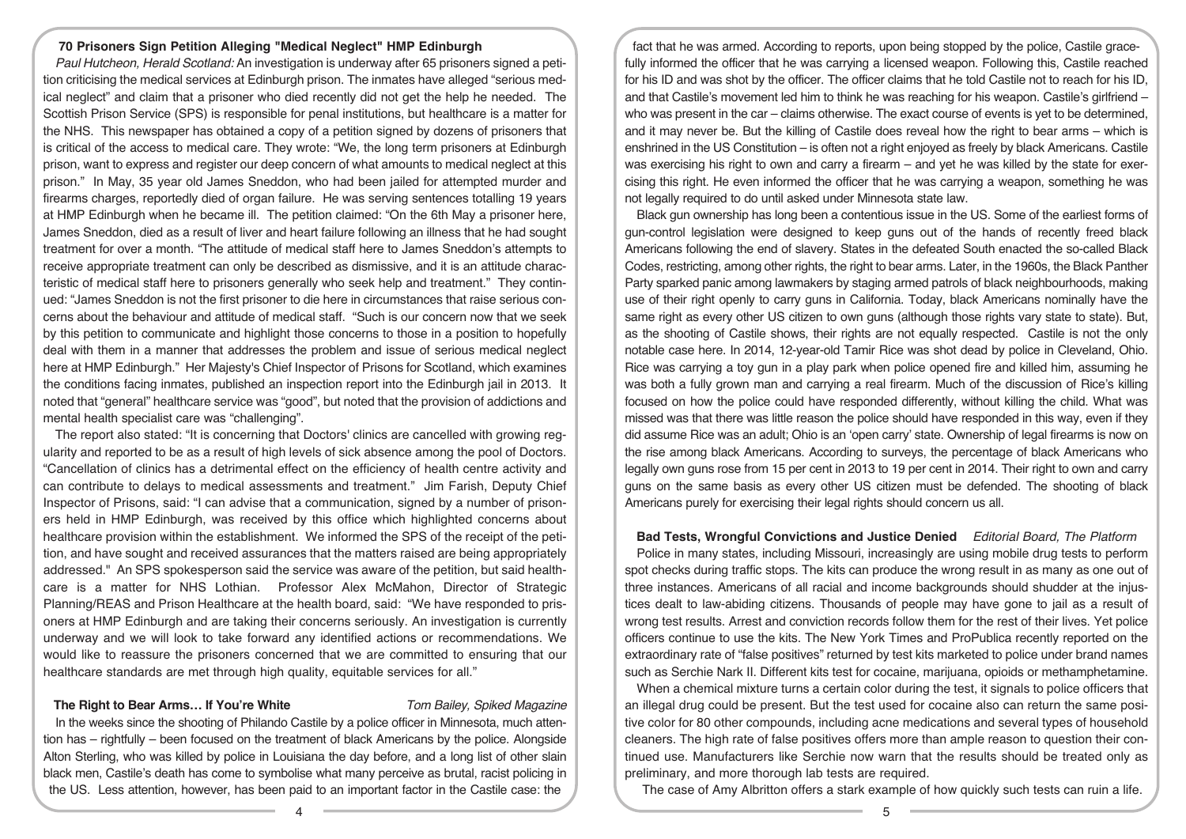## 70 Prisoners Sign Petition Alleging "Medical Neglect" HMP Edinburgh

*Paul Hutcheon, Herald Scotland:* An investigation is underway after 65 prisoners signed a petition criticising the medical services at Edinburgh prison. The inmates have alleged "serious medical neglect" and claim that a prisoner who died recently did not get the help he needed. The Scottish Prison Service (SPS) is responsible for penal institutions, but healthcare is a matter for the NHS. This newspaper has obtained a copy of a petition signed by dozens of prisoners that is critical of the access to medical care. They wrote: "We, the long term prisoners at Edinburgh prison, want to express and register our deep concern of what amounts to medical neglect at this prison." In May, 35 year old James Sneddon, who had been jailed for attempted murder and firearms charges, reportedly died of organ failure. He was serving sentences totalling 19 years at HMP Edinburgh when he became ill. The petition claimed: "On the 6th May a prisoner here, James Sneddon, died as a result of liver and heart failure following an illness that he had sought treatment for over a month. "The attitude of medical staff here to James Sneddon's attempts to receive appropriate treatment can only be described as dismissive, and it is an attitude characteristic of medical staff here to prisoners generally who seek help and treatment." They continued: "James Sneddon is not the first prisoner to die here in circumstances that raise serious concerns about the behaviour and attitude of medical staff. "Such is our concern now that we seek by this petition to communicate and highlight those concerns to those in a position to hopefully deal with them in a manner that addresses the problem and issue of serious medical neglect here at HMP Edinburgh." Her Majesty's Chief Inspector of Prisons for Scotland, which examines the conditions facing inmates, published an inspection report into the Edinburgh jail in 2013. It noted that "general" healthcare service was "good", but noted that the provision of addictions and mental health specialist care was "challenging".

The report also stated: "It is concerning that Doctors' clinics are cancelled with growing regularity and reported to be as a result of high levels of sick absence among the pool of Doctors. "Cancellation of clinics has a detrimental effect on the efficiency of health centre activity and can contribute to delays to medical assessments and treatment." Jim Farish, Deputy Chief Inspector of Prisons, said: "I can advise that a communication, signed by a number of prisoners held in HMP Edinburgh, was received by this office which highlighted concerns about healthcare provision within the establishment. We informed the SPS of the receipt of the petition, and have sought and received assurances that the matters raised are being appropriately addressed." An SPS spokesperson said the service was aware of the petition, but said healthcare is a matter for NHS Lothian. Professor Alex McMahon, Director of Strategic Planning/REAS and Prison Healthcare at the health board, said: "We have responded to prisoners at HMP Edinburgh and are taking their concerns seriously. An investigation is currently underway and we will look to take forward any identified actions or recommendations. We would like to reassure the prisoners concerned that we are committed to ensuring that our healthcare standards are met through high quality, equitable services for all."

## The Right to Bear Arms… If You're White

*Tom Bailey, Spiked Magazine*

In the weeks since the shooting of Philando Castile by a police officer in Minnesota, much attention has – rightfully – been focused on the treatment of black Americans by the police. Alongside Alton Sterling, who was killed by police in Louisiana the day before, and a long list of other slain black men, Castile's death has come to symbolise what many perceive as brutal, racist policing in the US. Less attention, however, has been paid to an important factor in the Castile case: the fact that he was armed. According to reports, upon being stopped by the police, Castile gracefully informed the officer that he was carrying a licensed weapon. Following this, Castile reached for his ID and was shot by the officer. The officer claims that he told Castile not to reach for his ID, and that Castile's movement led him to think he was reaching for his weapon. Castile's girlfriend – who was present in the car – claims otherwise. The exact course of events is yet to be determined, and it may never be. But the killing of Castile does reveal how the right to bear arms – which is enshrined in the US Constitution – is often not a right enjoyed as freely by black Americans. Castile was exercising his right to own and carry a firearm – and yet he was killed by the state for exercising this right. He even informed the officer that he was carrying a weapon, something he was not legally required to do until asked under Minnesota state law.

Black gun ownership has long been a contentious issue in the US. Some of the earliest forms of gun-control legislation were designed to keep guns out of the hands of recently freed black Americans following the end of slavery. States in the defeated South enacted the so-called Black Codes, restricting, among other rights, the right to bear arms. Later, in the 1960s, the Black Panther Party sparked panic among lawmakers by staging armed patrols of black neighbourhoods, making use of their right openly to carry guns in California. Today, black Americans nominally have the same right as every other US citizen to own guns (although those rights vary state to state). But, as the shooting of Castile shows, their rights are not equally respected. Castile is not the only notable case here. In 2014, 12-year-old Tamir Rice was shot dead by police in Cleveland, Ohio. Rice was carrying a toy gun in a play park when police opened fire and killed him, assuming he was both a fully grown man and carrying a real firearm. Much of the discussion of Rice's killing focused on how the police could have responded differently, without killing the child. What was missed was that there was little reason the police should have responded in this way, even if they did assume Rice was an adult; Ohio is an 'open carry' state. Ownership of legal firearms is now on the rise among black Americans. According to surveys, the percentage of black Americans who legally own guns rose from 15 per cent in 2013 to 19 per cent in 2014. Their right to own and carry guns on the same basis as every other US citizen must be defended. The shooting of black Americans purely for exercising their legal rights should concern us all.

## Bad Tests, Wrongful Convictions and Justice Denied

*Editorial Board, The Platform*

Police in many states, including Missouri, increasingly are using mobile drug tests to perform spot checks during traffic stops. The kits can produce the wrong result in as many as one out of three instances. Americans of all racial and income backgrounds should shudder at the injustices dealt to law-abiding citizens. Thousands of people may have gone to jail as a result of wrong test results. Arrest and conviction records follow them for the rest of their lives. Yet police officers continue to use the kits. The New York Times and ProPublica recently reported on the extraordinary rate of "false positives" returned by test kits marketed to police under brand names such as Serchie Nark II. Different kits test for cocaine, marijuana, opioids or methamphetamine.

When a chemical mixture turns a certain color during the test, it signals to police officers that an illegal drug could be present. But the test used for cocaine also can return the same positive color for 80 other compounds, including acne medications and several types of household cleaners. The high rate of false positives offers more than ample reason to question their continued use. Manufacturers like Serchie now warn that the results should be treated only as preliminary, and more thorough lab tests are required.

The case of Amy Albritton offers a stark example of how quickly such tests can ruin a life.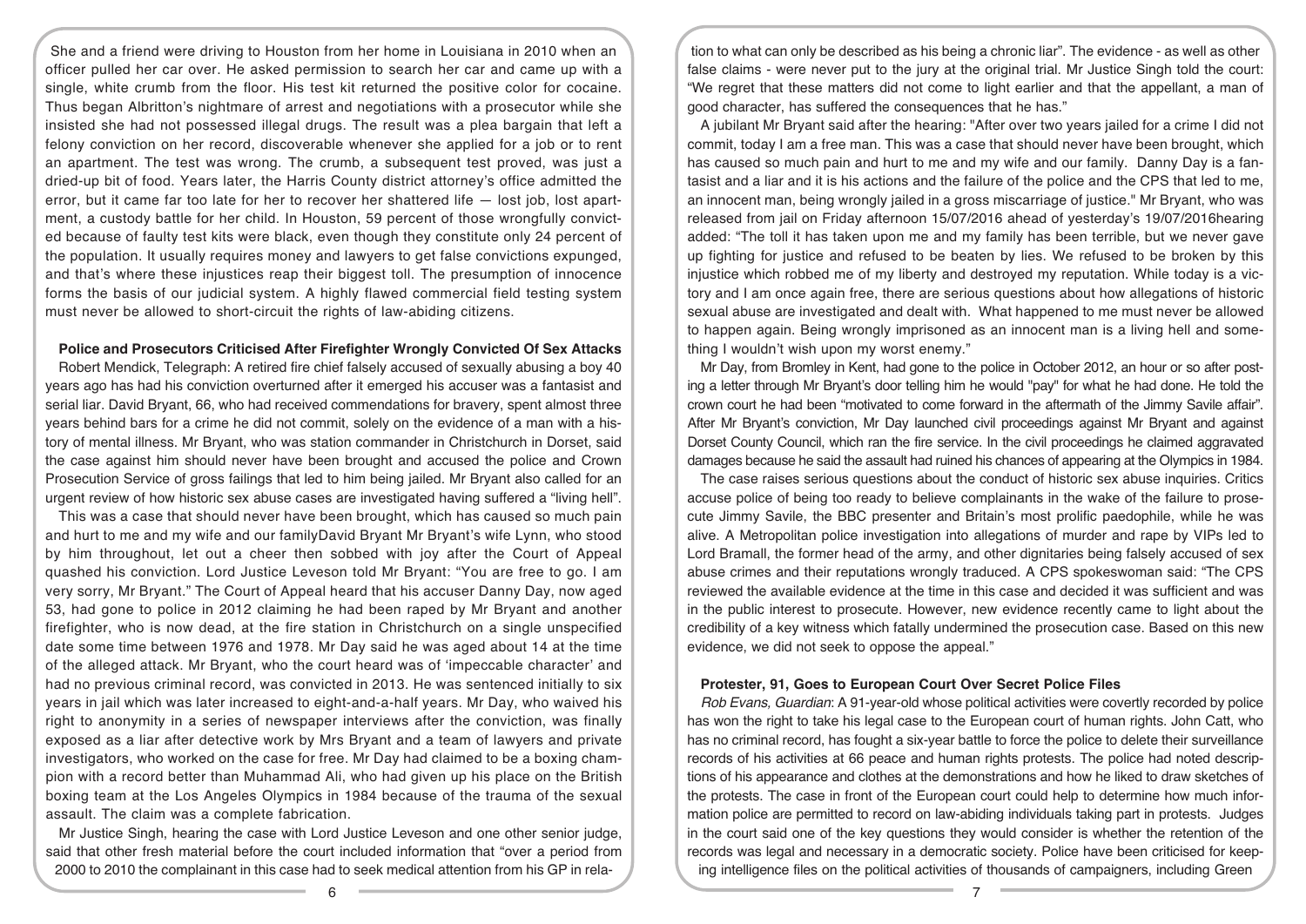She and a friend were driving to Houston from her home in Louisiana in 2010 when an officer pulled her car over. He asked permission to search her car and came up with a single, white crumb from the floor. His test kit returned the positive color for cocaine. Thus began Albritton's nightmare of arrest and negotiations with a prosecutor while she insisted she had not possessed illegal drugs. The result was a plea bargain that left a felony conviction on her record, discoverable whenever she applied for a job or to rent an apartment. The test was wrong. The crumb, a subsequent test proved, was just a dried-up bit of food. Years later, the Harris County district attorney's office admitted the error, but it came far too late for her to recover her shattered life — lost job, lost apartment, a custody battle for her child. In Houston, 59 percent of those wrongfully convicted because of faulty test kits were black, even though they constitute only 24 percent of the population. It usually requires money and lawyers to get false convictions expunged, and that's where these injustices reap their biggest toll. The presumption of innocence forms the basis of our judicial system. A highly flawed commercial field testing system must never be allowed to short-circuit the rights of law-abiding citizens.

**Police and Prosecutors Criticised After Firefighter Wrongly Convicted Of Sex Attacks**

Robert Mendick, Telegraph: A retired fire chief falsely accused of sexually abusing a boy 40 years ago has had his conviction overturned after it emerged his accuser was a fantasist and serial liar. David Bryant, 66, who had received commendations for bravery, spent almost three years behind bars for a crime he did not commit, solely on the evidence of a man with a history of mental illness. Mr Bryant, who was station commander in Christchurch in Dorset, said the case against him should never have been brought and accused the police and Crown Prosecution Service of gross failings that led to him being jailed. Mr Bryant also called for an urgent review of how historic sex abuse cases are investigated having suffered a "living hell".

This was a case that should never have been brought, which has caused so much pain and hurt to me and my wife and our familyDavid Bryant Mr Bryant's wife Lynn, who stood by him throughout, let out a cheer then sobbed with joy after the Court of Appeal quashed his conviction. Lord Justice Leveson told Mr Bryant: "You are free to go. I am very sorry, Mr Bryant." The Court of Appeal heard that his accuser Danny Day, now aged 53, had gone to police in 2012 claiming he had been raped by Mr Bryant and another firefighter, who is now dead, at the fire station in Christchurch on a single unspecified date some time between 1976 and 1978. Mr Day said he was aged about 14 at the time of the alleged attack. Mr Bryant, who the court heard was of 'impeccable character' and had no previous criminal record, was convicted in 2013. He was sentenced initially to six years in jail which was later increased to eight-and-a-half years. Mr Day, who waived his right to anonymity in a series of newspaper interviews after the conviction, was finally exposed as a liar after detective work by Mrs Bryant and a team of lawyers and private investigators, who worked on the case for free. Mr Day had claimed to be a boxing champion with a record better than Muhammad Ali, who had given up his place on the British boxing team at the Los Angeles Olympics in 1984 because of the trauma of the sexual assault. The claim was a complete fabrication.

Mr Justice Singh, hearing the case with Lord Justice Leveson and one other senior judge, said that other fresh material before the court included information that "over a period from 2000 to 2010 the complainant in this case had to seek medical attention from his GP in relation to what can only be described as his being a chronic liar". The evidence - as well as other false claims - were never put to the jury at the original trial. Mr Justice Singh told the court: "We regret that these matters did not come to light earlier and that the appellant, a man of good character, has suffered the consequences that he has."

A jubilant Mr Bryant said after the hearing: "After over two years jailed for a crime I did not commit, today I am a free man. This was a case that should never have been brought, which has caused so much pain and hurt to me and my wife and our family. Danny Day is a fantasist and a liar and it is his actions and the failure of the police and the CPS that led to me, an innocent man, being wrongly jailed in a gross miscarriage of justice." Mr Bryant, who was released from jail on Friday afternoon 15/07/2016 ahead of yesterday's 19/07/2016hearing added: "The toll it has taken upon me and my family has been terrible, but we never gave up fighting for justice and refused to be beaten by lies. We refused to be broken by this injustice which robbed me of my liberty and destroyed my reputation. While today is a victory and I am once again free, there are serious questions about how allegations of historic sexual abuse are investigated and dealt with. What happened to me must never be allowed to happen again. Being wrongly imprisoned as an innocent man is a living hell and something I wouldn't wish upon my worst enemy."

Mr Day, from Bromley in Kent, had gone to the police in October 2012, an hour or so after posting a letter through Mr Bryant's door telling him he would "pay" for what he had done. He told the crown court he had been "motivated to come forward in the aftermath of the Jimmy Savile affair". After Mr Bryant's conviction, Mr Day launched civil proceedings against Mr Bryant and against Dorset County Council, which ran the fire service. In the civil proceedings he claimed aggravated damages because he said the assault had ruined his chances of appearing at the Olympics in 1984.

The case raises serious questions about the conduct of historic sex abuse inquiries. Critics accuse police of being too ready to believe complainants in the wake of the failure to prosecute Jimmy Savile, the BBC presenter and Britain's most prolific paedophile, while he was alive. A Metropolitan police investigation into allegations of murder and rape by VIPs led to Lord Bramall, the former head of the army, and other dignitaries being falsely accused of sex abuse crimes and their reputations wrongly traduced. A CPS spokeswoman said: "The CPS reviewed the available evidence at the time in this case and decided it was sufficient and was in the public interest to prosecute. However, new evidence recently came to light about the credibility of a key witness which fatally undermined the prosecution case. Based on this new evidence, we did not seek to oppose the appeal."

**Protester, 91, Goes to European Court Over Secret Police Files**

*Rob Evans, Guardian*: A 91-year-old whose political activities were covertly recorded by police has won the right to take his legal case to the European court of human rights. John Catt, who has no criminal record, has fought a six-year battle to force the police to delete their surveillance records of his activities at 66 peace and human rights protests. The police had noted descriptions of his appearance and clothes at the demonstrations and how he liked to draw sketches of the protests. The case in front of the European court could help to determine how much information police are permitted to record on law-abiding individuals taking part in protests. Judges in the court said one of the key questions they would consider is whether the retention of the records was legal and necessary in a democratic society. Police have been criticised for keeping intelligence files on the political activities of thousands of campaigners, including Green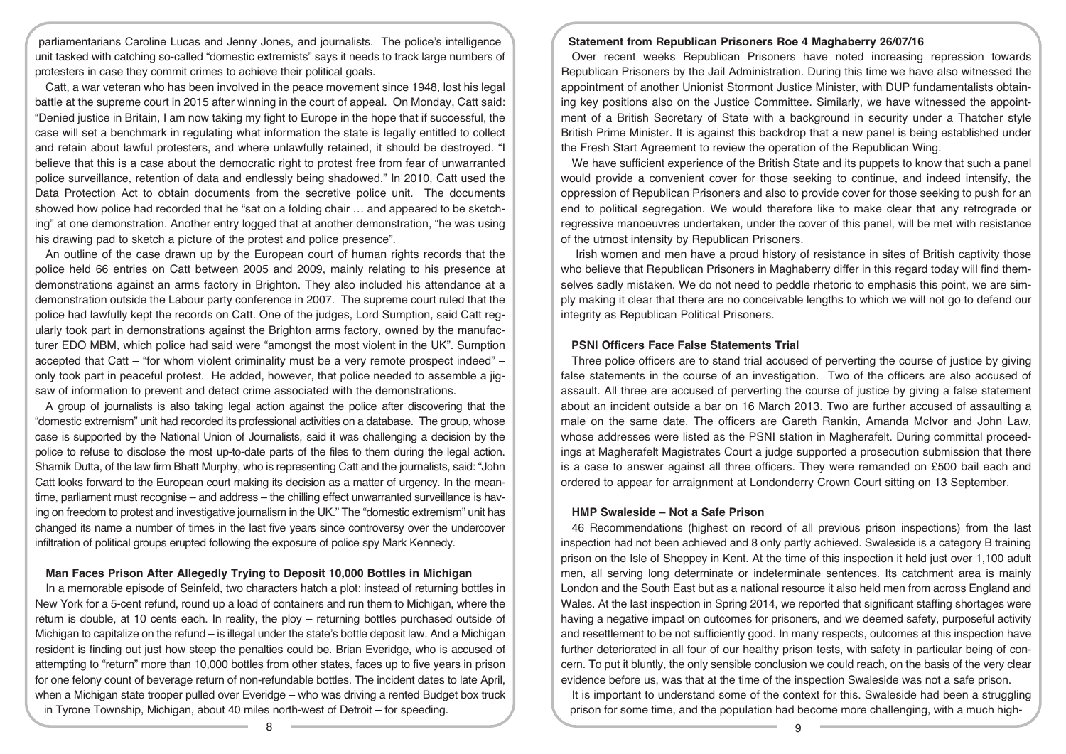parliamentarians Caroline Lucas and Jenny Jones, and journalists. The police's intelligence unit tasked with catching so-called "domestic extremists" says it needs to track large numbers of protesters in case they commit crimes to achieve their political goals.

Catt, a war veteran who has been involved in the peace movement since 1948, lost his legal battle at the supreme court in 2015 after winning in the court of appeal. On Monday, Catt said: "Denied justice in Britain, I am now taking my fight to Europe in the hope that if successful, the case will set a benchmark in regulating what information the state is legally entitled to collect and retain about lawful protesters, and where unlawfully retained, it should be destroyed. "I believe that this is a case about the democratic right to protest free from fear of unwarranted police surveillance, retention of data and endlessly being shadowed." In 2010, Catt used the Data Protection Act to obtain documents from the secretive police unit. The documents showed how police had recorded that he "sat on a folding chair … and appeared to be sketching" at one demonstration. Another entry logged that at another demonstration, "he was using his drawing pad to sketch a picture of the protest and police presence".

An outline of the case drawn up by the European court of human rights records that the police held 66 entries on Catt between 2005 and 2009, mainly relating to his presence at demonstrations against an arms factory in Brighton. They also included his attendance at a demonstration outside the Labour party conference in 2007. The supreme court ruled that the police had lawfully kept the records on Catt. One of the judges, Lord Sumption, said Catt regularly took part in demonstrations against the Brighton arms factory, owned by the manufacturer EDO MBM, which police had said were "amongst the most violent in the UK". Sumption accepted that Catt – "for whom violent criminality must be a very remote prospect indeed" – only took part in peaceful protest. He added, however, that police needed to assemble a jigsaw of information to prevent and detect crime associated with the demonstrations.

A group of journalists is also taking legal action against the police after discovering that the "domestic extremism" unit had recorded its professional activities on a database. The group, whose case is supported by the National Union of Journalists, said it was challenging a decision by the police to refuse to disclose the most up-to-date parts of the files to them during the legal action. Shamik Dutta, of the law firm Bhatt Murphy, who is representing Catt and the journalists, said: "John Catt looks forward to the European court making its decision as a matter of urgency. In the meantime, parliament must recognise – and address – the chilling effect unwarranted surveillance is having on freedom to protest and investigative journalism in the UK." The "domestic extremism" unit has changed its name a number of times in the last five years since controversy over the undercover infiltration of political groups erupted following the exposure of police spy Mark Kennedy.

### Man Faces Prison After Allegedly Trying to Deposit 10,000 Bottles in Michigan

In a memorable episode of Seinfeld, two characters hatch a plot: instead of returning bottles in New York for a 5-cent refund, round up a load of containers and run them to Michigan, where the return is double, at 10 cents each. In reality, the ploy – returning bottles purchased outside of Michigan to capitalize on the refund – is illegal under the state's bottle deposit law. And a Michigan resident is finding out just how steep the penalties could be. Brian Everidge, who is accused of attempting to "return" more than 10,000 bottles from other states, faces up to five years in prison for one felony count of beverage return of non-refundable bottles. The incident dates to late April, when a Michigan state trooper pulled over Everidge – who was driving a rented Budget box truck in Tyrone Township, Michigan, about 40 miles north-west of Detroit – for speeding.

### Statement from Republican Prisoners Roe 4 Maghaberry 26/07/16

Over recent weeks Republican Prisoners have noted increasing repression towards Republican Prisoners by the Jail Administration. During this time we have also witnessed the appointment of another Unionist Stormont Justice Minister, with DUP fundamentalists obtaining key positions also on the Justice Committee. Similarly, we have witnessed the appointment of a British Secretary of State with a background in security under a Thatcher style British Prime Minister. It is against this backdrop that a new panel is being established under the Fresh Start Agreement to review the operation of the Republican Wing.

We have sufficient experience of the British State and its puppets to know that such a panel would provide a convenient cover for those seeking to continue, and indeed intensify, the oppression of Republican Prisoners and also to provide cover for those seeking to push for an end to political segregation. We would therefore like to make clear that any retrograde or regressive manoeuvres undertaken, under the cover of this panel, will be met with resistance of the utmost intensity by Republican Prisoners.

Irish women and men have a proud history of resistance in sites of British captivity those who believe that Republican Prisoners in Maghaberry differ in this regard today will find themselves sadly mistaken. We do not need to peddle rhetoric to emphasis this point, we are simply making it clear that there are no conceivable lengths to which we will not go to defend our integrity as Republican Political Prisoners.

### PSNI Officers Face False Statements Trial

Three police officers are to stand trial accused of perverting the course of justice by giving false statements in the course of an investigation. Two of the officers are also accused of assault. All three are accused of perverting the course of justice by giving a false statement about an incident outside a bar on 16 March 2013. Two are further accused of assaulting a male on the same date. The officers are Gareth Rankin, Amanda McIvor and John Law, whose addresses were listed as the PSNI station in Magherafelt. During committal proceedings at Magherafelt Magistrates Court a judge supported a prosecution submission that there is a case to answer against all three officers. They were remanded on £500 bail each and ordered to appear for arraignment at Londonderry Crown Court sitting on 13 September.

### HMP Swaleside – Not a Safe Prison

46 Recommendations (highest on record of all previous prison inspections) from the last inspection had not been achieved and 8 only partly achieved. Swaleside is a category B training prison on the Isle of Sheppey in Kent. At the time of this inspection it held just over 1,100 adult men, all serving long determinate or indeterminate sentences. Its catchment area is mainly London and the South East but as a national resource it also held men from across England and Wales. At the last inspection in Spring 2014, we reported that significant staffing shortages were having a negative impact on outcomes for prisoners, and we deemed safety, purposeful activity and resettlement to be not sufficiently good. In many respects, outcomes at this inspection have further deteriorated in all four of our healthy prison tests, with safety in particular being of concern. To put it bluntly, the only sensible conclusion we could reach, on the basis of the very clear evidence before us, was that at the time of the inspection Swaleside was not a safe prison.

It is important to understand some of the context for this. Swaleside had been a struggling prison for some time, and the population had become more challenging, with a much high-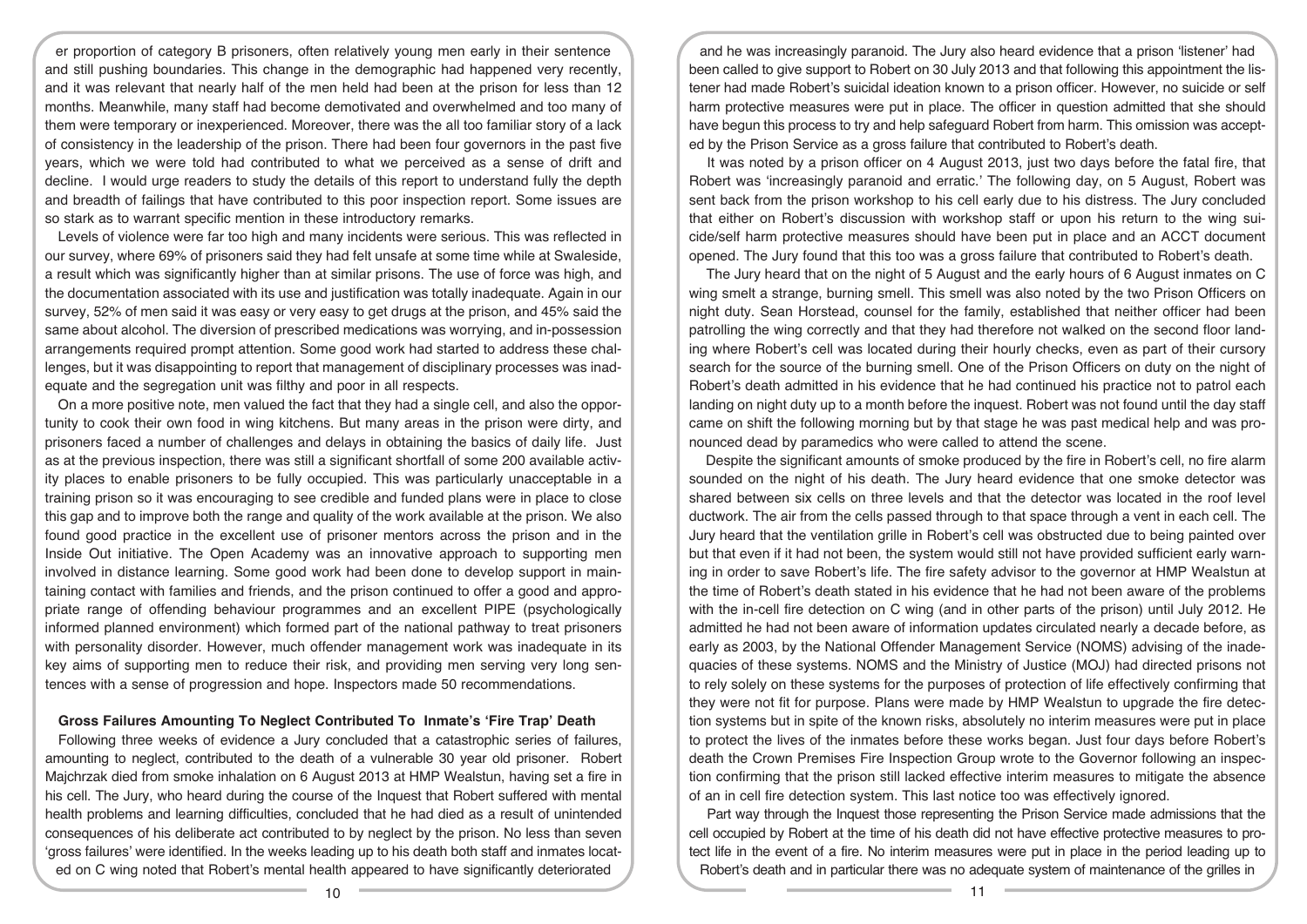er proportion of category B prisoners, often relatively young men early in their sentence and still pushing boundaries. This change in the demographic had happened very recently, and it was relevant that nearly half of the men held had been at the prison for less than 12 months. Meanwhile, many staff had become demotivated and overwhelmed and too many of them were temporary or inexperienced. Moreover, there was the all too familiar story of a lack of consistency in the leadership of the prison. There had been four governors in the past five years, which we were told had contributed to what we perceived as a sense of drift and decline. I would urge readers to study the details of this report to understand fully the depth and breadth of failings that have contributed to this poor inspection report. Some issues are so stark as to warrant specific mention in these introductory remarks.

Levels of violence were far too high and many incidents were serious. This was reflected in our survey, where 69% of prisoners said they had felt unsafe at some time while at Swaleside, a result which was significantly higher than at similar prisons. The use of force was high, and the documentation associated with its use and justification was totally inadequate. Again in our survey, 52% of men said it was easy or very easy to get drugs at the prison, and 45% said the same about alcohol. The diversion of prescribed medications was worrying, and in-possession arrangements required prompt attention. Some good work had started to address these challenges, but it was disappointing to report that management of disciplinary processes was inadequate and the segregation unit was filthy and poor in all respects.

On a more positive note, men valued the fact that they had a single cell, and also the opportunity to cook their own food in wing kitchens. But many areas in the prison were dirty, and prisoners faced a number of challenges and delays in obtaining the basics of daily life. Just as at the previous inspection, there was still a significant shortfall of some 200 available activity places to enable prisoners to be fully occupied. This was particularly unacceptable in a training prison so it was encouraging to see credible and funded plans were in place to close this gap and to improve both the range and quality of the work available at the prison. We also found good practice in the excellent use of prisoner mentors across the prison and in the Inside Out initiative. The Open Academy was an innovative approach to supporting men involved in distance learning. Some good work had been done to develop support in maintaining contact with families and friends, and the prison continued to offer a good and appropriate range of offending behaviour programmes and an excellent PIPE (psychologically informed planned environment) which formed part of the national pathway to treat prisoners with personality disorder. However, much offender management work was inadequate in its key aims of supporting men to reduce their risk, and providing men serving very long sentences with a sense of progression and hope. Inspectors made 50 recommendations.

## Gross Failures Amounting To Neglect Contributed To Inmate's 'Fire Trap' Death

Following three weeks of evidence a Jury concluded that a catastrophic series of failures, amounting to neglect, contributed to the death of a vulnerable 30 year old prisoner. Robert Majchrzak died from smoke inhalation on 6 August 2013 at HMP Wealstun, having set a fire in his cell. The Jury, who heard during the course of the Inquest that Robert suffered with mental health problems and learning difficulties, concluded that he had died as a result of unintended consequences of his deliberate act contributed to by neglect by the prison. No less than seven 'gross failures' were identified. In the weeks leading up to his death both staff and inmates located on C wing noted that Robert's mental health appeared to have significantly deteriorated and he was increasingly paranoid. The Jury also heard evidence that a prison 'listener' had been called to give support to Robert on 30 July 2013 and that following this appointment the listener had made Robert's suicidal ideation known to a prison officer. However, no suicide or self harm protective measures were put in place. The officer in question admitted that she should have begun this process to try and help safeguard Robert from harm. This omission was accepted by the Prison Service as a gross failure that contributed to Robert's death.

It was noted by a prison officer on 4 August 2013, just two days before the fatal fire, that Robert was 'increasingly paranoid and erratic.' The following day, on 5 August, Robert was sent back from the prison workshop to his cell early due to his distress. The Jury concluded that either on Robert's discussion with workshop staff or upon his return to the wing suicide/self harm protective measures should have been put in place and an ACCT document opened. The Jury found that this too was a gross failure that contributed to Robert's death.

The Jury heard that on the night of 5 August and the early hours of 6 August inmates on C wing smelt a strange, burning smell. This smell was also noted by the two Prison Officers on night duty. Sean Horstead, counsel for the family, established that neither officer had been patrolling the wing correctly and that they had therefore not walked on the second floor landing where Robert's cell was located during their hourly checks, even as part of their cursory search for the source of the burning smell. One of the Prison Officers on duty on the night of Robert's death admitted in his evidence that he had continued his practice not to patrol each landing on night duty up to a month before the inquest. Robert was not found until the day staff came on shift the following morning but by that stage he was past medical help and was pronounced dead by paramedics who were called to attend the scene.

Despite the significant amounts of smoke produced by the fire in Robert's cell, no fire alarm sounded on the night of his death. The Jury heard evidence that one smoke detector was shared between six cells on three levels and that the detector was located in the roof level ductwork. The air from the cells passed through to that space through a vent in each cell. The Jury heard that the ventilation grille in Robert's cell was obstructed due to being painted over but that even if it had not been, the system would still not have provided sufficient early warning in order to save Robert's life. The fire safety advisor to the governor at HMP Wealstun at the time of Robert's death stated in his evidence that he had not been aware of the problems with the in-cell fire detection on C wing (and in other parts of the prison) until July 2012. He admitted he had not been aware of information updates circulated nearly a decade before, as early as 2003, by the National Offender Management Service (NOMS) advising of the inadequacies of these systems. NOMS and the Ministry of Justice (MOJ) had directed prisons not to rely solely on these systems for the purposes of protection of life effectively confirming that they were not fit for purpose. Plans were made by HMP Wealstun to upgrade the fire detection systems but in spite of the known risks, absolutely no interim measures were put in place to protect the lives of the inmates before these works began. Just four days before Robert's death the Crown Premises Fire Inspection Group wrote to the Governor following an inspection confirming that the prison still lacked effective interim measures to mitigate the absence of an in cell fire detection system. This last notice too was effectively ignored.

Part way through the Inquest those representing the Prison Service made admissions that the cell occupied by Robert at the time of his death did not have effective protective measures to protect life in the event of a fire. No interim measures were put in place in the period leading up to Robert's death and in particular there was no adequate system of maintenance of the grilles in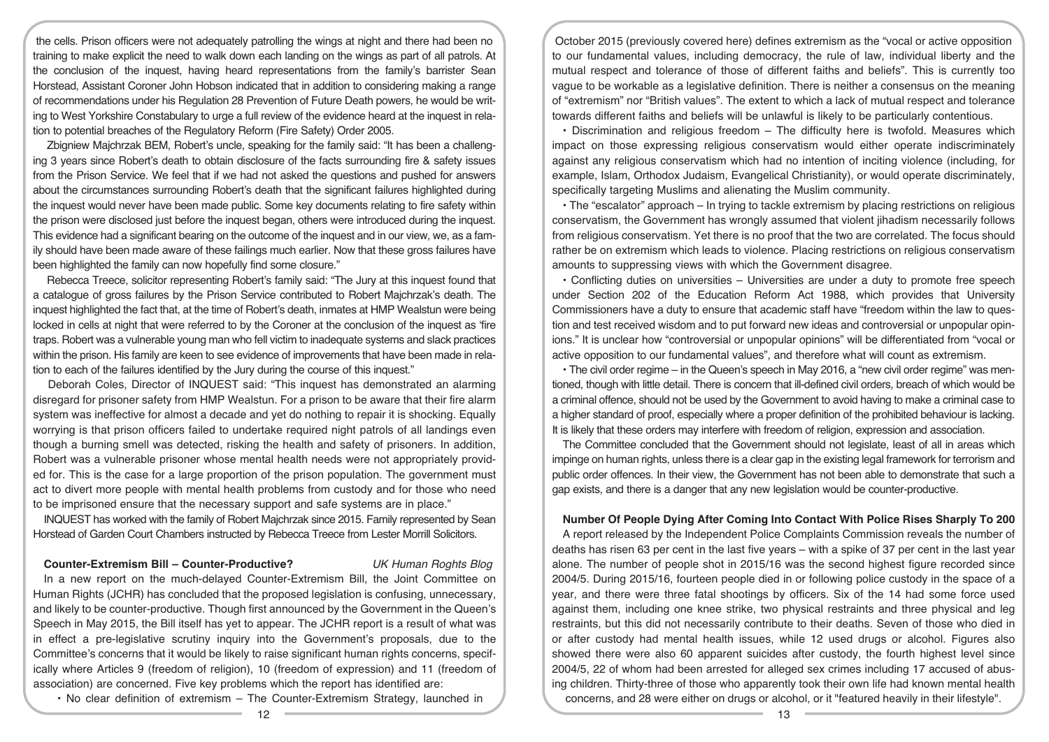the cells. Prison officers were not adequately patrolling the wings at night and there had been no training to make explicit the need to walk down each landing on the wings as part of all patrols. At the conclusion of the inquest, having heard representations from the family's barrister Sean Horstead, Assistant Coroner John Hobson indicated that in addition to considering making a range of recommendations under his Regulation 28 Prevention of Future Death powers, he would be writing to West Yorkshire Constabulary to urge a full review of the evidence heard at the inquest in relation to potential breaches of the Regulatory Reform (Fire Safety) Order 2005.

Zbigniew Majchrzak BEM, Robert's uncle, speaking for the family said: "It has been a challenging 3 years since Robert's death to obtain disclosure of the facts surrounding fire & safety issues from the Prison Service. We feel that if we had not asked the questions and pushed for answers about the circumstances surrounding Robert's death that the significant failures highlighted during the inquest would never have been made public. Some key documents relating to fire safety within the prison were disclosed just before the inquest began, others were introduced during the inquest. This evidence had a significant bearing on the outcome of the inquest and in our view, we, as a family should have been made aware of these failings much earlier. Now that these gross failures have been highlighted the family can now hopefully find some closure."

Rebecca Treece, solicitor representing Robert's family said: "The Jury at this inquest found that a catalogue of gross failures by the Prison Service contributed to Robert Majchrzak's death. The inquest highlighted the fact that, at the time of Robert's death, inmates at HMP Wealstun were being locked in cells at night that were referred to by the Coroner at the conclusion of the inquest as 'fire traps. Robert was a vulnerable young man who fell victim to inadequate systems and slack practices within the prison. His family are keen to see evidence of improvements that have been made in relation to each of the failures identified by the Jury during the course of this inquest."

Deborah Coles, Director of INQUEST said: "This inquest has demonstrated an alarming disregard for prisoner safety from HMP Wealstun. For a prison to be aware that their fire alarm system was ineffective for almost a decade and yet do nothing to repair it is shocking. Equally worrying is that prison officers failed to undertake required night patrols of all landings even though a burning smell was detected, risking the health and safety of prisoners. In addition, Robert was a vulnerable prisoner whose mental health needs were not appropriately provided for. This is the case for a large proportion of the prison population. The government must act to divert more people with mental health problems from custody and for those who need to be imprisoned ensure that the necessary support and safe systems are in place."

INQUEST has worked with the family of Robert Majchrzak since 2015. Family represented by Sean Horstead of Garden Court Chambers instructed by Rebecca Treece from Lester Morrill Solicitors.

**Counter-Extremism Bill – Counter-Productive?** *UK Human Roghts Blog*

In a new report on the much-delayed Counter-Extremism Bill, the Joint Committee on Human Rights (JCHR) has concluded that the proposed legislation is confusing, unnecessary, and likely to be counter-productive. Though first announced by the Government in the Queen's Speech in May 2015, the Bill itself has yet to appear. The JCHR report is a result of what was in effect a pre-legislative scrutiny inquiry into the Government's proposals, due to the Committee's concerns that it would be likely to raise significant human rights concerns, specifically where Articles 9 (freedom of religion), 10 (freedom of expression) and 11 (freedom of association) are concerned. Five key problems which the report has identified are:

- No clear definition of extremism – The Counter-Extremism Strategy, launched in October 2015 (previously covered here) defines extremism as the "vocal or active opposition to our fundamental values, including democracy, the rule of law, individual liberty and the mutual respect and tolerance of those of different faiths and beliefs". This is currently too vague to be workable as a legislative definition. There is neither a consensus on the meaning of "extremism" nor "British values". The extent to which a lack of mutual respect and tolerance towards different faiths and beliefs will be unlawful is likely to be particularly contentious.
- Discrimination and religious freedom – The difficulty here is twofold. Measures which impact on those expressing religious conservatism would either operate indiscriminately against any religious conservatism which had no intention of inciting violence (including, for example, Islam, Orthodox Judaism, Evangelical Christianity), or would operate discriminately, specifically targeting Muslims and alienating the Muslim community.
- The "escalator" approach – In trying to tackle extremism by placing restrictions on religious conservatism, the Government has wrongly assumed that violent jihadism necessarily follows from religious conservatism. Yet there is no proof that the two are correlated. The focus should rather be on extremism which leads to violence. Placing restrictions on religious conservatism amounts to suppressing views with which the Government disagree.
- Conflicting duties on universities – Universities are under a duty to promote free speech under Section 202 of the Education Reform Act 1988, which provides that University Commissioners have a duty to ensure that academic staff have "freedom within the law to question and test received wisdom and to put forward new ideas and controversial or unpopular opinions." It is unclear how "controversial or unpopular opinions" will be differentiated from "vocal or active opposition to our fundamental values", and therefore what will count as extremism.
- The civil order regime – in the Queen's speech in May 2016, a "new civil order regime" was mentioned, though with little detail. There is concern that ill-defined civil orders, breach of which would be a criminal offence, should not be used by the Government to avoid having to make a criminal case to a higher standard of proof, especially where a proper definition of the prohibited behaviour is lacking. It is likely that these orders may interfere with freedom of religion, expression and association.

The Committee concluded that the Government should not legislate, least of all in areas which impinge on human rights, unless there is a clear gap in the existing legal framework for terrorism and public order offences. In their view, the Government has not been able to demonstrate that such a gap exists, and there is a danger that any new legislation would be counter-productive.

**Number Of People Dying After Coming Into Contact With Police Rises Sharply To 200**

A report released by the Independent Police Complaints Commission reveals the number of deaths has risen 63 per cent in the last five years – with a spike of 37 per cent in the last year alone. The number of people shot in 2015/16 was the second highest figure recorded since 2004/5. During 2015/16, fourteen people died in or following police custody in the space of a year, and there were three fatal shootings by officers. Six of the 14 had some force used against them, including one knee strike, two physical restraints and three physical and leg restraints, but this did not necessarily contribute to their deaths. Seven of those who died in or after custody had mental health issues, while 12 used drugs or alcohol. Figures also showed there were also 60 apparent suicides after custody, the fourth highest level since 2004/5, 22 of whom had been arrested for alleged sex crimes including 17 accused of abusing children. Thirty-three of those who apparently took their own life had known mental health concerns, and 28 were either on drugs or alcohol, or it "featured heavily in their lifestyle".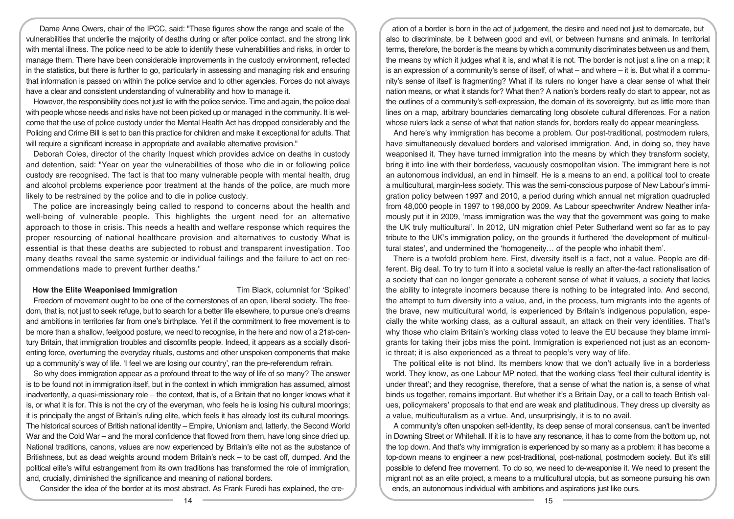Dame Anne Owers, chair of the IPCC, said: "These figures show the range and scale of the vulnerabilities that underlie the majority of deaths during or after police contact, and the strong link with mental illness. The police need to be able to identify these vulnerabilities and risks, in order to manage them. There have been considerable improvements in the custody environment, reflected in the statistics, but there is further to go, particularly in assessing and managing risk and ensuring that information is passed on within the police service and to other agencies. Forces do not always have a clear and consistent understanding of vulnerability and how to manage it.

However, the responsibility does not just lie with the police service. Time and again, the police deal with people whose needs and risks have not been picked up or managed in the community. It is welcome that the use of police custody under the Mental Health Act has dropped considerably and the Policing and Crime Bill is set to ban this practice for children and make it exceptional for adults. That will require a significant increase in appropriate and available alternative provision."

Deborah Coles, director of the charity Inquest which provides advice on deaths in custody and detention, said: "Year on year the vulnerabilities of those who die in or following police custody are recognised. The fact is that too many vulnerable people with mental health, drug and alcohol problems experience poor treatment at the hands of the police, are much more likely to be restrained by the police and to die in police custody.

The police are increasingly being called to respond to concerns about the health and well-being of vulnerable people. This highlights the urgent need for an alternative approach to those in crisis. This needs a health and welfare response which requires the proper resourcing of national healthcare provision and alternatives to custody What is essential is that these deaths are subjected to robust and transparent investigation. Too many deaths reveal the same systemic or individual failings and the failure to act on recommendations made to prevent further deaths."

## How the Elite Weaponised Immigration

Tim Black, columnist for 'Spiked'

Freedom of movement ought to be one of the cornerstones of an open, liberal society. The freedom, that is, not just to seek refuge, but to search for a better life elsewhere, to pursue one's dreams and ambitions in territories far from one's birthplace. Yet if the commitment to free movement is to be more than a shallow, feelgood posture, we need to recognise, in the here and now of a 21st-century Britain, that immigration troubles and discomfits people. Indeed, it appears as a socially disorienting force, overturning the everyday rituals, customs and other unspoken components that make up a community's way of life. 'I feel we are losing our country', ran the pre-referendum refrain.

So why does immigration appear as a profound threat to the way of life of so many? The answer is to be found not in immigration itself, but in the context in which immigration has assumed, almost inadvertently, a quasi-missionary role – the context, that is, of a Britain that no longer knows what it is, or what it is for. This is not the cry of the everyman, who feels he is losing his cultural moorings; it is principally the angst of Britain's ruling elite, which feels it has already lost its cultural moorings. The historical sources of British national identity – Empire, Unionism and, latterly, the Second World War and the Cold War – and the moral confidence that flowed from them, have long since dried up. National traditions, canons, values are now experienced by Britain's elite not as the substance of Britishness, but as dead weights around modern Britain's neck – to be cast off, dumped. And the political elite's wilful estrangement from its own traditions has transformed the role of immigration, and, crucially, diminished the significance and meaning of national borders.

Consider the idea of the border at its most abstract. As Frank Furedi has explained, the creation of a border is born in the act of judgement, the desire and need not just to demarcate, but also to discriminate, be it between good and evil, or between humans and animals. In territorial terms, therefore, the border is the means by which a community discriminates between us and them, the means by which it judges what it is, and what it is not. The border is not just a line on a map; it is an expression of a community's sense of itself, of what – and where – it is. But what if a community's sense of itself is fragmenting? What if its rulers no longer have a clear sense of what their nation means, or what it stands for? What then? A nation's borders really do start to appear, not as the outlines of a community's self-expression, the domain of its sovereignty, but as little more than lines on a map, arbitrary boundaries demarcating long obsolete cultural differences. For a nation whose rulers lack a sense of what that nation stands for, borders really do appear meaningless.

And here's why immigration has become a problem. Our post-traditional, postmodern rulers, have simultaneously devalued borders and valorised immigration. And, in doing so, they have weaponised it. They have turned immigration into the means by which they transform society, bring it into line with their borderless, vacuously cosmopolitan vision. The immigrant here is not an autonomous individual, an end in himself. He is a means to an end, a political tool to create a multicultural, margin-less society. This was the semi-conscious purpose of New Labour's immigration policy between 1997 and 2010, a period during which annual net migration quadrupled from 48,000 people in 1997 to 198,000 by 2009. As Labour speechwriter Andrew Neather infamously put it in 2009, 'mass immigration was the way that the government was going to make the UK truly multicultural'. In 2012, UN migration chief Peter Sutherland went so far as to pay tribute to the UK's immigration policy, on the grounds it furthered 'the development of multicultural states', and undermined the 'homogeneity… of the people who inhabit them'.

There is a twofold problem here. First, diversity itself is a fact, not a value. People are different. Big deal. To try to turn it into a societal value is really an after-the-fact rationalisation of a society that can no longer generate a coherent sense of what it values, a society that lacks the ability to integrate incomers because there is nothing to be integrated into. And second, the attempt to turn diversity into a value, and, in the process, turn migrants into the agents of the brave, new multicultural world, is experienced by Britain's indigenous population, especially the white working class, as a cultural assault, an attack on their very identities. That's why those who claim Britain's working class voted to leave the EU because they blame immigrants for taking their jobs miss the point. Immigration is experienced not just as an economic threat; it is also experienced as a threat to people's very way of life.

The political elite is not blind. Its members know that we don't actually live in a borderless world. They know, as one Labour MP noted, that the working class 'feel their cultural identity is under threat'; and they recognise, therefore, that a sense of what the nation is, a sense of what binds us together, remains important. But whether it's a Britain Day, or a call to teach British values, policymakers' proposals to that end are weak and platitudinous. They dress up diversity as a value, multiculturalism as a virtue. And, unsurprisingly, it is to no avail.

A community's often unspoken self-identity, its deep sense of moral consensus, can't be invented in Downing Street or Whitehall. If it is to have any resonance, it has to come from the bottom up, not the top down. And that's why immigration is experienced by so many as a problem: it has become a top-down means to engineer a new post-traditional, post-national, postmodern society. But it's still possible to defend free movement. To do so, we need to de-weaponise it. We need to present the migrant not as an elite project, a means to a multicultural utopia, but as someone pursuing his own ends, an autonomous individual with ambitions and aspirations just like ours.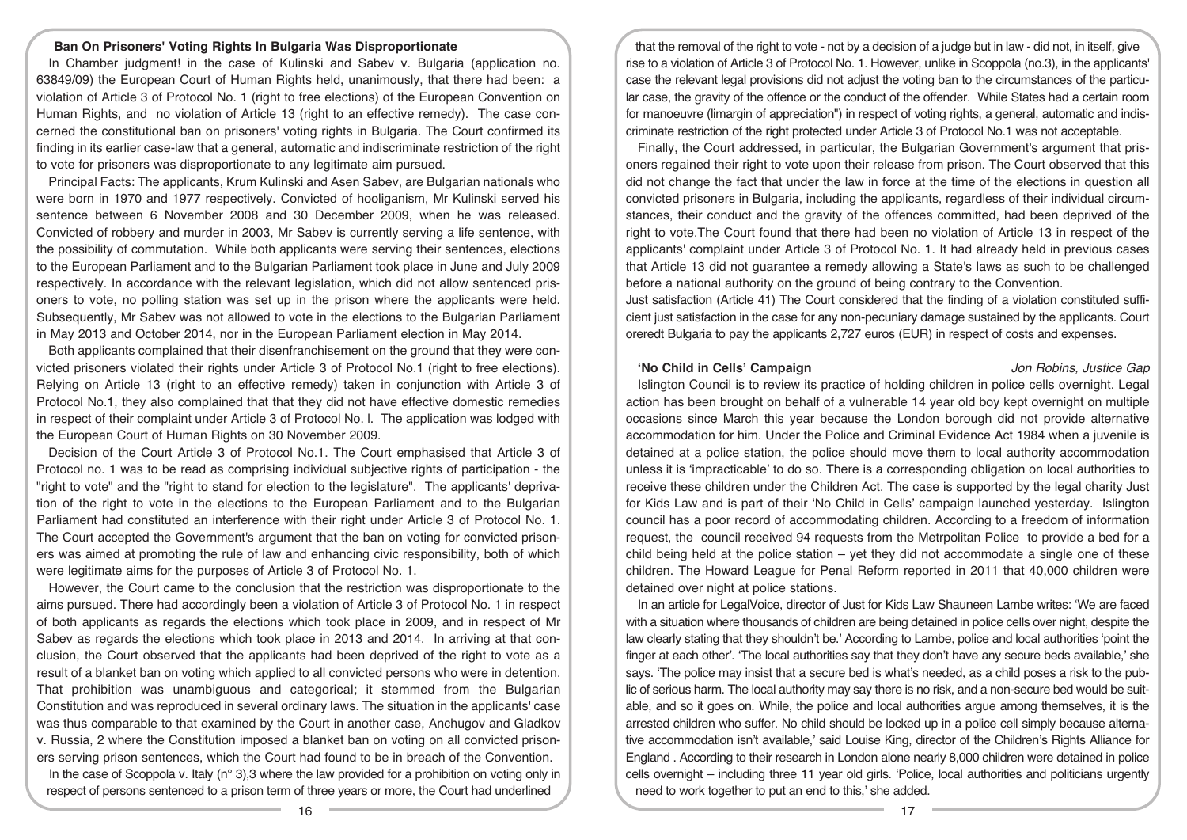## Ban On Prisoners' Voting Rights In Bulgaria Was Disproportionate

In Chamber judgment! in the case of Kulinski and Sabev v. Bulgaria (application no. 63849/09) the European Court of Human Rights held, unanimously, that there had been: a violation of Article 3 of Protocol No. 1 (right to free elections) of the European Convention on Human Rights, and no violation of Article 13 (right to an effective remedy). The case concerned the constitutional ban on prisoners' voting rights in Bulgaria. The Court confirmed its finding in its earlier case-law that a general, automatic and indiscriminate restriction of the right to vote for prisoners was disproportionate to any legitimate aim pursued.

Principal Facts: The applicants, Krum Kulinski and Asen Sabev, are Bulgarian nationals who were born in 1970 and 1977 respectively. Convicted of hooliganism, Mr Kulinski served his sentence between 6 November 2008 and 30 December 2009, when he was released. Convicted of robbery and murder in 2003, Mr Sabev is currently serving a life sentence, with the possibility of commutation. While both applicants were serving their sentences, elections to the European Parliament and to the Bulgarian Parliament took place in June and July 2009 respectively. In accordance with the relevant legislation, which did not allow sentenced prisoners to vote, no polling station was set up in the prison where the applicants were held. Subsequently, Mr Sabev was not allowed to vote in the elections to the Bulgarian Parliament in May 2013 and October 2014, nor in the European Parliament election in May 2014.

Both applicants complained that their disenfranchisement on the ground that they were convicted prisoners violated their rights under Article 3 of Protocol No.1 (right to free elections). Relying on Article 13 (right to an effective remedy) taken in conjunction with Article 3 of Protocol No.1, they also complained that that they did not have effective domestic remedies in respect of their complaint under Article 3 of Protocol No. l. The application was lodged with the European Court of Human Rights on 30 November 2009.

Decision of the Court Article 3 of Protocol No.1. The Court emphasised that Article 3 of Protocol no. 1 was to be read as comprising individual subjective rights of participation - the "right to vote" and the "right to stand for election to the legislature". The applicants' deprivation of the right to vote in the elections to the European Parliament and to the Bulgarian Parliament had constituted an interference with their right under Article 3 of Protocol No. 1. The Court accepted the Government's argument that the ban on voting for convicted prisoners was aimed at promoting the rule of law and enhancing civic responsibility, both of which were legitimate aims for the purposes of Article 3 of Protocol No. 1.

However, the Court came to the conclusion that the restriction was disproportionate to the aims pursued. There had accordingly been a violation of Article 3 of Protocol No. 1 in respect of both applicants as regards the elections which took place in 2009, and in respect of Mr Sabev as regards the elections which took place in 2013 and 2014. In arriving at that conclusion, the Court observed that the applicants had been deprived of the right to vote as a result of a blanket ban on voting which applied to all convicted persons who were in detention. That prohibition was unambiguous and categorical; it stemmed from the Bulgarian Constitution and was reproduced in several ordinary laws. The situation in the applicants' case was thus comparable to that examined by the Court in another case, Anchugov and Gladkov v. Russia, 2 where the Constitution imposed a blanket ban on voting on all convicted prisoners serving prison sentences, which the Court had found to be in breach of the Convention.

In the case of Scoppola v. Italy (n° 3),3 where the law provided for a prohibition on voting only in respect of persons sentenced to a prison term of three years or more, the Court had underlined that the removal of the right to vote - not by a decision of a judge but in law - did not, in itself, give rise to a violation of Article 3 of Protocol No. 1. However, unlike in Scoppola (no.3), in the applicants' case the relevant legal provisions did not adjust the voting ban to the circumstances of the particular case, the gravity of the offence or the conduct of the offender. While States had a certain room for manoeuvre (limargin of appreciation") in respect of voting rights, a general, automatic and indiscriminate restriction of the right protected under Article 3 of Protocol No.1 was not acceptable.

Finally, the Court addressed, in particular, the Bulgarian Government's argument that prisoners regained their right to vote upon their release from prison. The Court observed that this did not change the fact that under the law in force at the time of the elections in question all convicted prisoners in Bulgaria, including the applicants, regardless of their individual circumstances, their conduct and the gravity of the offences committed, had been deprived of the right to vote.The Court found that there had been no violation of Article 13 in respect of the applicants' complaint under Article 3 of Protocol No. 1. It had already held in previous cases that Article 13 did not guarantee a remedy allowing a State's laws as such to be challenged before a national authority on the ground of being contrary to the Convention.

Just satisfaction (Article 41) The Court considered that the finding of a violation constituted sufficient just satisfaction in the case for any non-pecuniary damage sustained by the applicants. Court oreredt Bulgaria to pay the applicants 2,727 euros (EUR) in respect of costs and expenses.

## 'No Child in Cells' Campaign

*Jon Robins, Justice Gap*

Islington Council is to review its practice of holding children in police cells overnight. Legal action has been brought on behalf of a vulnerable 14 year old boy kept overnight on multiple occasions since March this year because the London borough did not provide alternative accommodation for him. Under the Police and Criminal Evidence Act 1984 when a juvenile is detained at a police station, the police should move them to local authority accommodation unless it is 'impracticable' to do so. There is a corresponding obligation on local authorities to receive these children under the Children Act. The case is supported by the legal charity Just for Kids Law and is part of their 'No Child in Cells' campaign launched yesterday. Islington council has a poor record of accommodating children. According to a freedom of information request, the council received 94 requests from the Metrpolitan Police to provide a bed for a child being held at the police station – yet they did not accommodate a single one of these children. The Howard League for Penal Reform reported in 2011 that 40,000 children were detained over night at police stations.

In an article for LegalVoice, director of Just for Kids Law Shauneen Lambe writes: 'We are faced with a situation where thousands of children are being detained in police cells over night, despite the law clearly stating that they shouldn't be.' According to Lambe, police and local authorities 'point the finger at each other'. 'The local authorities say that they don't have any secure beds available,' she says. 'The police may insist that a secure bed is what's needed, as a child poses a risk to the public of serious harm. The local authority may say there is no risk, and a non-secure bed would be suitable, and so it goes on. While, the police and local authorities argue among themselves, it is the arrested children who suffer. No child should be locked up in a police cell simply because alternative accommodation isn't available,' said Louise King, director of the Children's Rights Alliance for England . According to their research in London alone nearly 8,000 children were detained in police cells overnight – including three 11 year old girls. 'Police, local authorities and politicians urgently need to work together to put an end to this,' she added.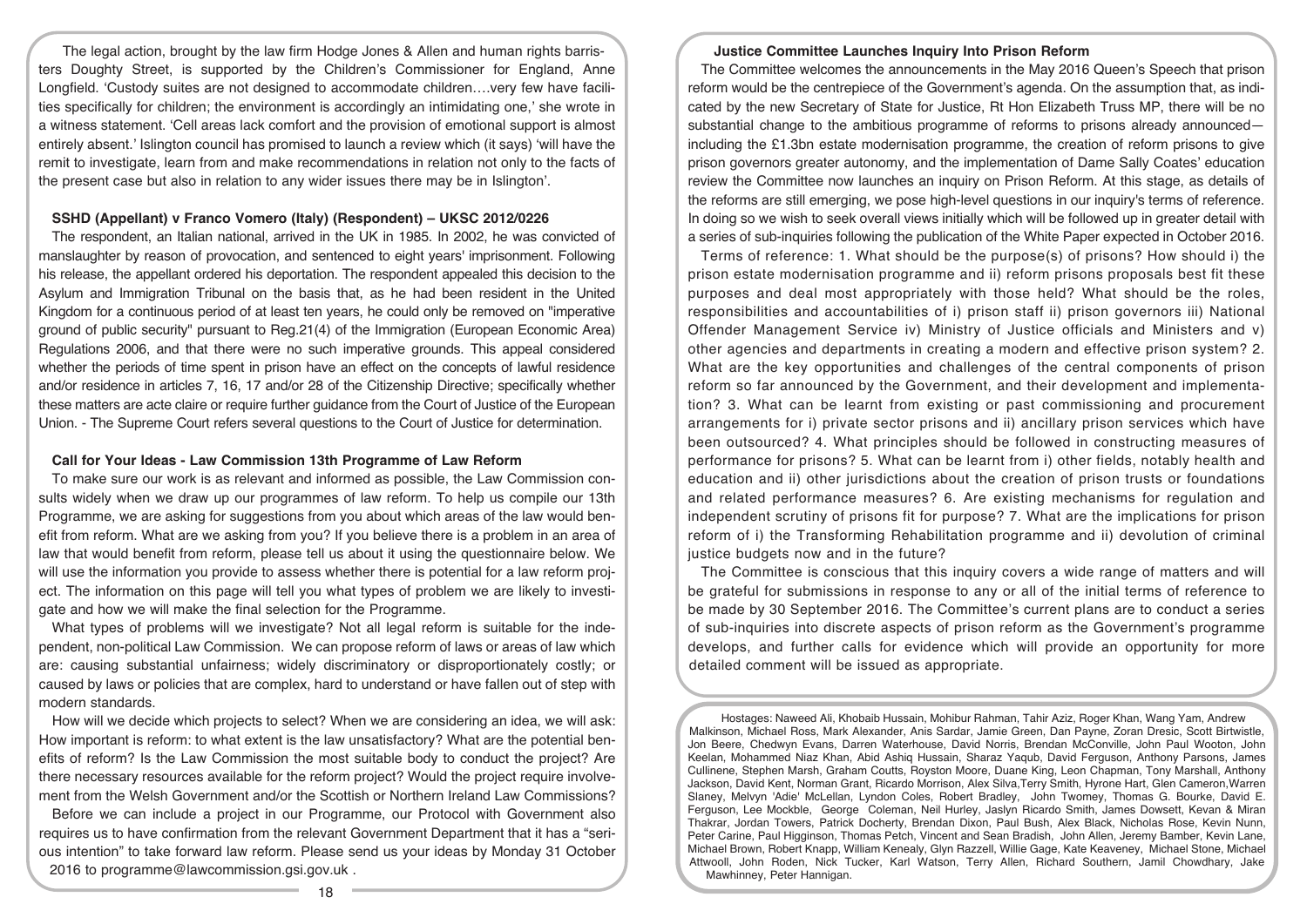The legal action, brought by the law firm Hodge Jones & Allen and human rights barristers Doughty Street, is supported by the Children's Commissioner for England, Anne Longfield. 'Custody suites are not designed to accommodate children….very few have facilities specifically for children; the environment is accordingly an intimidating one,' she wrote in a witness statement. 'Cell areas lack comfort and the provision of emotional support is almost entirely absent.' Islington council has promised to launch a review which (it says) 'will have the remit to investigate, learn from and make recommendations in relation not only to the facts of the present case but also in relation to any wider issues there may be in Islington'.

### SSHD (Appellant) v Franco Vomero (Italy) (Respondent) – UKSC 2012/0226

The respondent, an Italian national, arrived in the UK in 1985. In 2002, he was convicted of manslaughter by reason of provocation, and sentenced to eight years' imprisonment. Following his release, the appellant ordered his deportation. The respondent appealed this decision to the Asylum and Immigration Tribunal on the basis that, as he had been resident in the United Kingdom for a continuous period of at least ten years, he could only be removed on "imperative ground of public security" pursuant to Reg.21(4) of the Immigration (European Economic Area) Regulations 2006, and that there were no such imperative grounds. This appeal considered whether the periods of time spent in prison have an effect on the concepts of lawful residence and/or residence in articles 7, 16, 17 and/or 28 of the Citizenship Directive; specifically whether these matters are acte claire or require further guidance from the Court of Justice of the European Union. - The Supreme Court refers several questions to the Court of Justice for determination.

### Call for Your Ideas - Law Commission 13th Programme of Law Reform

To make sure our work is as relevant and informed as possible, the Law Commission consults widely when we draw up our programmes of law reform. To help us compile our 13th Programme, we are asking for suggestions from you about which areas of the law would benefit from reform. What are we asking from you? If you believe there is a problem in an area of law that would benefit from reform, please tell us about it using the questionnaire below. We will use the information you provide to assess whether there is potential for a law reform project. The information on this page will tell you what types of problem we are likely to investigate and how we will make the final selection for the Programme.

What types of problems will we investigate? Not all legal reform is suitable for the independent, non-political Law Commission. We can propose reform of laws or areas of law which are: causing substantial unfairness; widely discriminatory or disproportionately costly; or caused by laws or policies that are complex, hard to understand or have fallen out of step with modern standards.

How will we decide which projects to select? When we are considering an idea, we will ask: How important is reform: to what extent is the law unsatisfactory? What are the potential benefits of reform? Is the Law Commission the most suitable body to conduct the project? Are there necessary resources available for the reform project? Would the project require involvement from the Welsh Government and/or the Scottish or Northern Ireland Law Commissions?

Before we can include a project in our Programme, our Protocol with Government also requires us to have confirmation from the relevant Government Department that it has a "serious intention" to take forward law reform. Please send us your ideas by Monday 31 October 2016 to programme@lawcommission.gsi.gov.uk .

### Justice Committee Launches Inquiry Into Prison Reform

The Committee welcomes the announcements in the May 2016 Queen's Speech that prison reform would be the centrepiece of the Government's agenda. On the assumption that, as indicated by the new Secretary of State for Justice, Rt Hon Elizabeth Truss MP, there will be no substantial change to the ambitious programme of reforms to prisons already announced—including the £1.3bn estate modernisation programme, the creation of reform prisons to give prison governors greater autonomy, and the implementation of Dame Sally Coates' education review the Committee now launches an inquiry on Prison Reform. At this stage, as details of the reforms are still emerging, we pose high-level questions in our inquiry's terms of reference. In doing so we wish to seek overall views initially which will be followed up in greater detail with a series of sub-inquiries following the publication of the White Paper expected in October 2016.

Terms of reference: 1. What should be the purpose(s) of prisons? How should i) the prison estate modernisation programme and ii) reform prisons proposals best fit these purposes and deal most appropriately with those held? What should be the roles, responsibilities and accountabilities of i) prison staff ii) prison governors iii) National Offender Management Service iv) Ministry of Justice officials and Ministers and v) other agencies and departments in creating a modern and effective prison system? 2. What are the key opportunities and challenges of the central components of prison reform so far announced by the Government, and their development and implementation? 3. What can be learnt from existing or past commissioning and procurement arrangements for i) private sector prisons and ii) ancillary prison services which have been outsourced? 4. What principles should be followed in constructing measures of performance for prisons? 5. What can be learnt from i) other fields, notably health and education and ii) other jurisdictions about the creation of prison trusts or foundations and related performance measures? 6. Are existing mechanisms for regulation and independent scrutiny of prisons fit for purpose? 7. What are the implications for prison reform of i) the Transforming Rehabilitation programme and ii) devolution of criminal justice budgets now and in the future?

The Committee is conscious that this inquiry covers a wide range of matters and will be grateful for submissions in response to any or all of the initial terms of reference to be made by 30 September 2016. The Committee's current plans are to conduct a series of sub-inquiries into discrete aspects of prison reform as the Government's programme develops, and further calls for evidence which will provide an opportunity for more detailed comment will be issued as appropriate.

Hostages: Naweed Ali, Khobaib Hussain, Mohibur Rahman, Tahir Aziz, Roger Khan, Wang Yam, Andrew Malkinson, Michael Ross, Mark Alexander, Anis Sardar, Jamie Green, Dan Payne, Zoran Dresic, Scott Birtwistle, Jon Beere, Chedwyn Evans, Darren Waterhouse, David Norris, Brendan McConville, John Paul Wooton, John Keelan, Mohammed Niaz Khan, Abid Ashiq Hussain, Sharaz Yaqub, David Ferguson, Anthony Parsons, James Cullinene, Stephen Marsh, Graham Coutts, Royston Moore, Duane King, Leon Chapman, Tony Marshall, Anthony Jackson, David Kent, Norman Grant, Ricardo Morrison, Alex Silva,Terry Smith, Hyrone Hart, Glen Cameron,Warren Slaney, Melvyn 'Adie' McLellan, Lyndon Coles, Robert Bradley, John Twomey, Thomas G. Bourke, David E. Ferguson, Lee Mockble, George Coleman, Neil Hurley, Jaslyn Ricardo Smith, James Dowsett, Kevan & Miran Thakrar, Jordan Towers, Patrick Docherty, Brendan Dixon, Paul Bush, Alex Black, Nicholas Rose, Kevin Nunn, Peter Carine, Paul Higginson, Thomas Petch, Vincent and Sean Bradish, John Allen, Jeremy Bamber, Kevin Lane, Michael Brown, Robert Knapp, William Kenealy, Glyn Razzell, Willie Gage, Kate Keaveney, Michael Stone, Michael Attwooll, John Roden, Nick Tucker, Karl Watson, Terry Allen, Richard Southern, Jamil Chowdhary, Jake Mawhinney, Peter Hannigan.